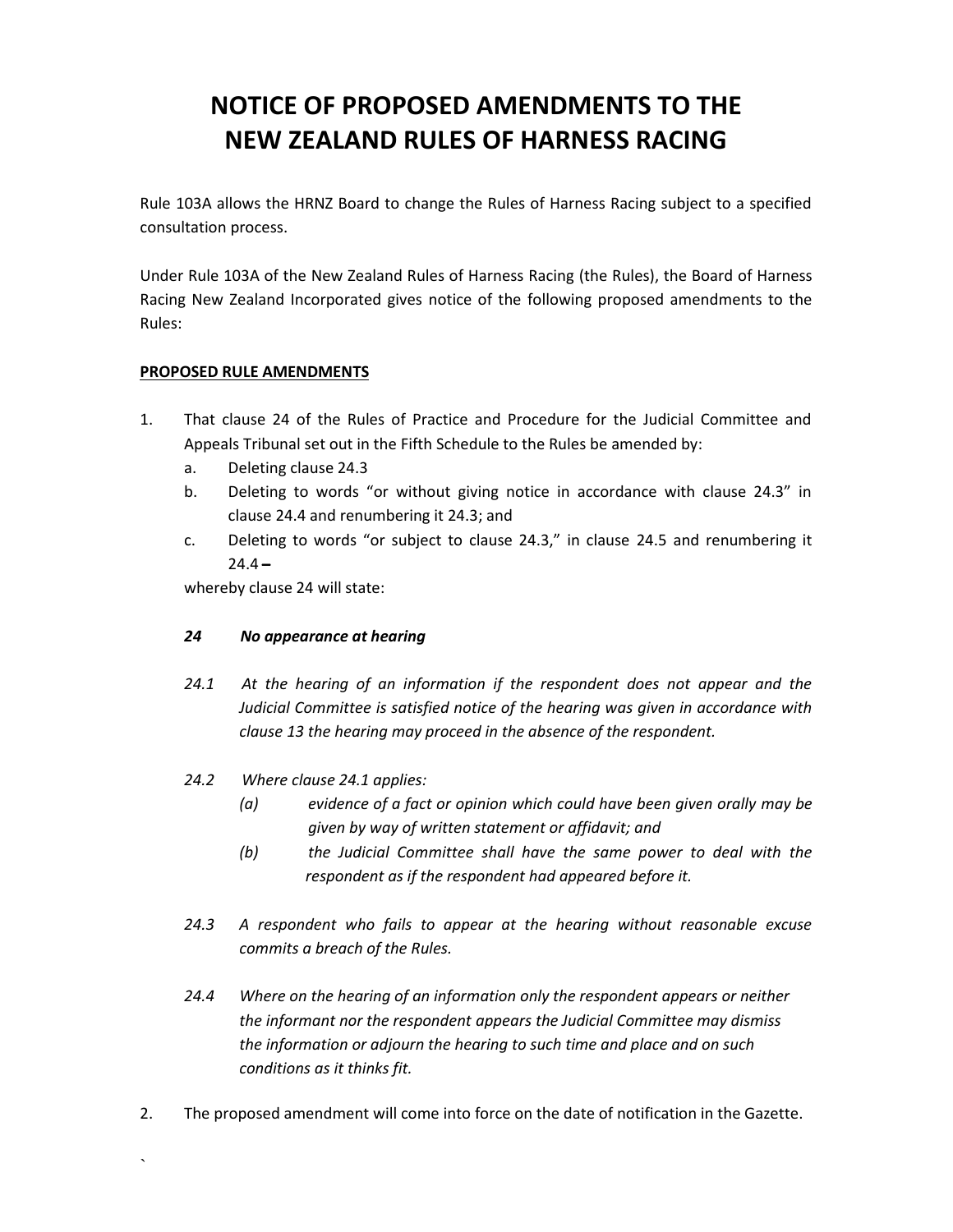# NOTICE OF PROPOSED AMENDMENTS TO THE NEW ZEALAND RULES OF HARNESS RACING

Rule 103A allows the HRNZ Board to change the Rules of Harness Racing subject to a specified consultation process.

Under Rule 103A of the New Zealand Rules of Harness Racing (the Rules), the Board of Harness Racing New Zealand Incorporated gives notice of the following proposed amendments to the Rules:

**PROPOSED RULE AMENDMENTS**

1. That clause 24 of the Rules of Practice and Procedure for the Judicial Committee and Appeals Tribunal set out in the Fifth Schedule to the Rules be amended by:
   a. Deleting clause 24.3
   b. Deleting to words "or without giving notice in accordance with clause 24.3" in clause 24.4 and renumbering it 24.3; and
   c. Deleting to words "or subject to clause 24.3," in clause 24.5 and renumbering it 24.4 –

   whereby clause 24 will state:

   ***24 No appearance at hearing***

   *24.1 At the hearing of an information if the respondent does not appear and the Judicial Committee is satisfied notice of the hearing was given in accordance with clause 13 the hearing may proceed in the absence of the respondent.*

   *24.2 Where clause 24.1 applies:*
   *(a) evidence of a fact or opinion which could have been given orally may be given by way of written statement or affidavit; and*
   *(b) the Judicial Committee shall have the same power to deal with the respondent as if the respondent had appeared before it.*

   *24.3 A respondent who fails to appear at the hearing without reasonable excuse commits a breach of the Rules.*

   *24.4 Where on the hearing of an information only the respondent appears or neither the informant nor the respondent appears the Judicial Committee may dismiss the information or adjourn the hearing to such time and place and on such conditions as it thinks fit.*

2. The proposed amendment will come into force on the date of notification in the Gazette.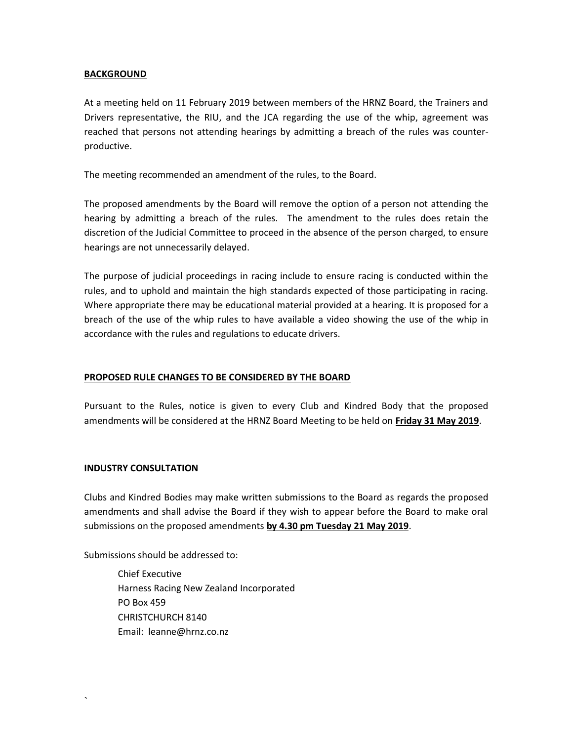**BACKGROUND**

At a meeting held on 11 February 2019 between members of the HRNZ Board, the Trainers and Drivers representative, the RIU, and the JCA regarding the use of the whip, agreement was reached that persons not attending hearings by admitting a breach of the rules was counter-productive.

The meeting recommended an amendment of the rules, to the Board.

The proposed amendments by the Board will remove the option of a person not attending the hearing by admitting a breach of the rules. The amendment to the rules does retain the discretion of the Judicial Committee to proceed in the absence of the person charged, to ensure hearings are not unnecessarily delayed.

The purpose of judicial proceedings in racing include to ensure racing is conducted within the rules, and to uphold and maintain the high standards expected of those participating in racing. Where appropriate there may be educational material provided at a hearing. It is proposed for a breach of the use of the whip rules to have available a video showing the use of the whip in accordance with the rules and regulations to educate drivers.

**PROPOSED RULE CHANGES TO BE CONSIDERED BY THE BOARD**

Pursuant to the Rules, notice is given to every Club and Kindred Body that the proposed amendments will be considered at the HRNZ Board Meeting to be held on **Friday 31 May 2019**.

**INDUSTRY CONSULTATION**

Clubs and Kindred Bodies may make written submissions to the Board as regards the proposed amendments and shall advise the Board if they wish to appear before the Board to make oral submissions on the proposed amendments **by 4.30 pm Tuesday 21 May 2019**.

Submissions should be addressed to:

Chief Executive
Harness Racing New Zealand Incorporated
PO Box 459
CHRISTCHURCH 8140
Email: leanne@hrnz.co.nz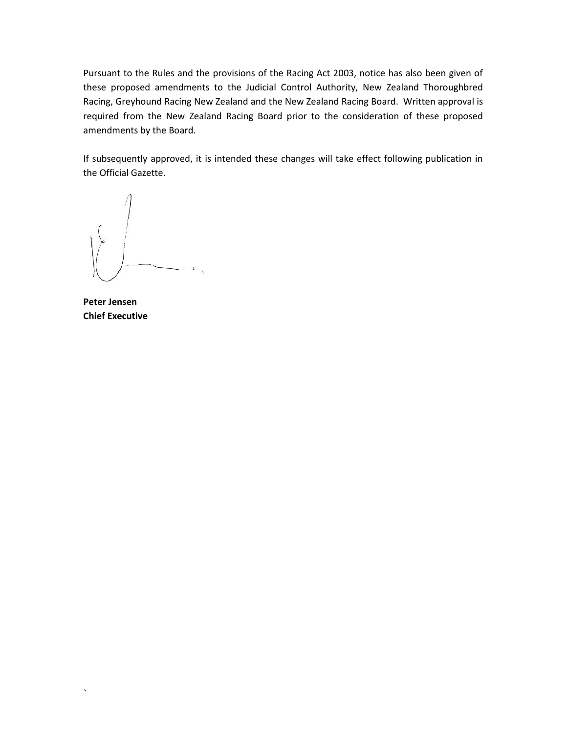Pursuant to the Rules and the provisions of the Racing Act 2003, notice has also been given of these proposed amendments to the Judicial Control Authority, New Zealand Thoroughbred Racing, Greyhound Racing New Zealand and the New Zealand Racing Board. Written approval is required from the New Zealand Racing Board prior to the consideration of these proposed amendments by the Board.

If subsequently approved, it is intended these changes will take effect following publication in the Official Gazette.

**Peter Jensen**
**Chief Executive**